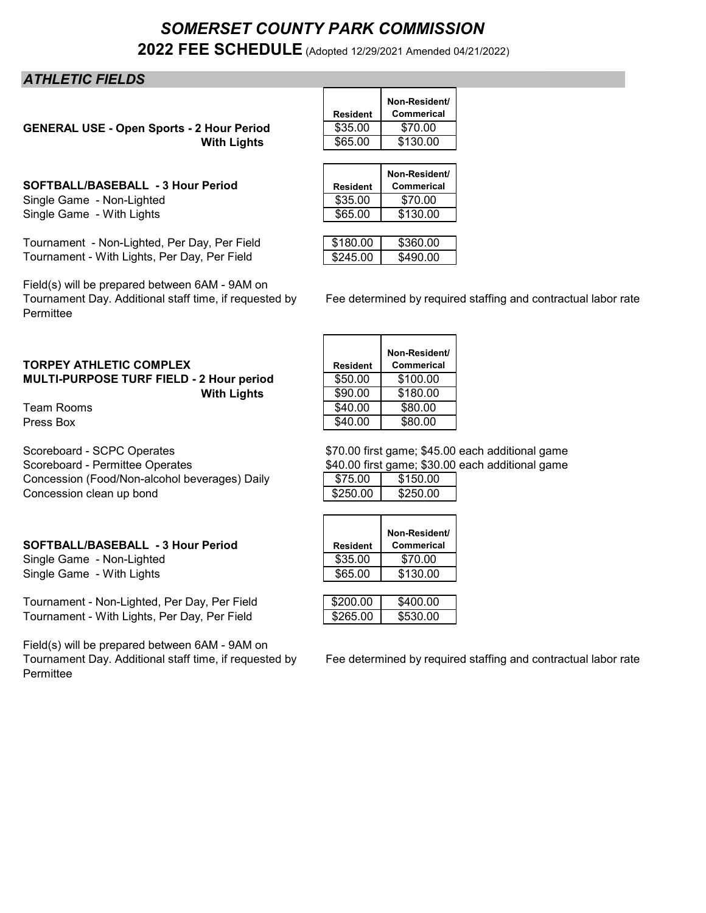# *SOMERSET COUNTY PARK COMMISSION*

## 2022 FEE SCHEDULE (Adopted 12/29/2021 Amended 04/21/2022)

## *ATHLETIC FIELDS*

| | Resident | Non-Resident/ Commerical |
|---|---|---|
| **GENERAL USE - Open Sports - 2 Hour Period** | $35.00 | $70.00 |
| **With Lights** | $65.00 | $130.00 |

| **SOFTBALL/BASEBALL - 3 Hour Period** | Resident | Non-Resident/ Commerical |
|---|---|---|
| Single Game - Non-Lighted | $35.00 | $70.00 |
| Single Game - With Lights | $65.00 | $130.00 |
| Tournament - Non-Lighted, Per Day, Per Field | $180.00 | $360.00 |
| Tournament - With Lights, Per Day, Per Field | $245.00 | $490.00 |

Field(s) will be prepared between 6AM - 9AM on Tournament Day. Additional staff time, if requested by Permittee — Fee determined by required staffing and contractual labor rate

| **TORPEY ATHLETIC COMPLEX** | Resident | Non-Resident/ Commerical |
|---|---|---|
| **MULTI-PURPOSE TURF FIELD - 2 Hour period** | $50.00 | $100.00 |
| **With Lights** | $90.00 | $180.00 |
| Team Rooms | $40.00 | $80.00 |
| Press Box | $40.00 | $80.00 |

Scoreboard - SCPC Operates — $70.00 first game; $45.00 each additional game

Scoreboard - Permittee Operates — $40.00 first game; $30.00 each additional game

| | Resident | Non-Resident/ Commerical |
|---|---|---|
| Concession (Food/Non-alcohol beverages) Daily | $75.00 | $150.00 |
| Concession clean up bond | $250.00 | $250.00 |

| **SOFTBALL/BASEBALL - 3 Hour Period** | Resident | Non-Resident/ Commerical |
|---|---|---|
| Single Game - Non-Lighted | $35.00 | $70.00 |
| Single Game - With Lights | $65.00 | $130.00 |
| Tournament - Non-Lighted, Per Day, Per Field | $200.00 | $400.00 |
| Tournament - With Lights, Per Day, Per Field | $265.00 | $530.00 |

Field(s) will be prepared between 6AM - 9AM on Tournament Day. Additional staff time, if requested by Permittee — Fee determined by required staffing and contractual labor rate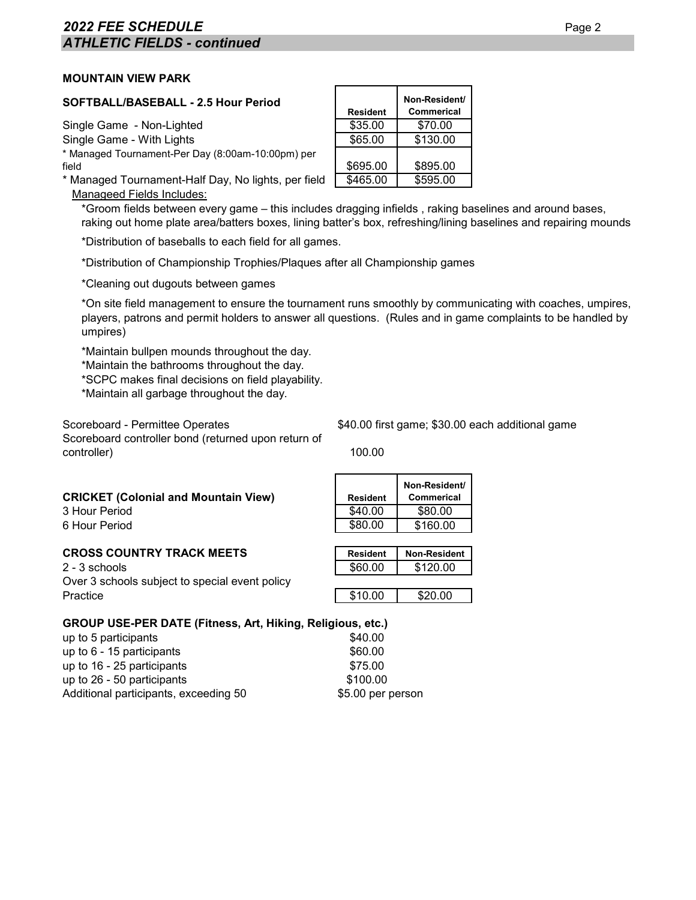## ATHLETIC FIELDS - continued

### MOUNTAIN VIEW PARK

| SOFTBALL/BASEBALL - 2.5 Hour Period | Resident | Non-Resident/ Commerical |
|---|---|---|
| Single Game - Non-Lighted | $35.00 | $70.00 |
| Single Game - With Lights | $65.00 | $130.00 |
| * Managed Tournament-Per Day (8:00am-10:00pm) per field | $695.00 | $895.00 |
| * Managed Tournament-Half Day, No lights, per field | $465.00 | $595.00 |

Manageed Fields Includes:

*Groom fields between every game – this includes dragging infields , raking baselines and around bases, raking out home plate area/batters boxes, lining batter's box, refreshing/lining baselines and repairing mounds

*Distribution of baseballs to each field for all games.

*Distribution of Championship Trophies/Plaques after all Championship games

*Cleaning out dugouts between games

*On site field management to ensure the tournament runs smoothly by communicating with coaches, umpires, players, patrons and permit holders to answer all questions. (Rules and in game complaints to be handled by umpires)

*Maintain bullpen mounds throughout the day.
*Maintain the bathrooms throughout the day.
*SCPC makes final decisions on field playability.
*Maintain all garbage throughout the day.

| | |
|---|---|
| Scoreboard - Permittee Operates | $40.00 first game; $30.00 each additional game |
| Scoreboard controller bond (returned upon return of controller) | 100.00 |

| CRICKET (Colonial and Mountain View) | Resident | Non-Resident/ Commerical |
|---|---|---|
| 3 Hour Period | $40.00 | $80.00 |
| 6 Hour Period | $80.00 | $160.00 |

| CROSS COUNTRY TRACK MEETS | Resident | Non-Resident |
|---|---|---|
| 2 - 3 schools | $60.00 | $120.00 |
| Over 3 schools subject to special event policy | | |
| Practice | $10.00 | $20.00 |

| GROUP USE-PER DATE (Fitness, Art, Hiking, Religious, etc.) | |
|---|---|
| up to 5 participants | $40.00 |
| up to 6 - 15 participants | $60.00 |
| up to 16 - 25 participants | $75.00 |
| up to 26 - 50 participants | $100.00 |
| Additional participants, exceeding 50 | $5.00 per person |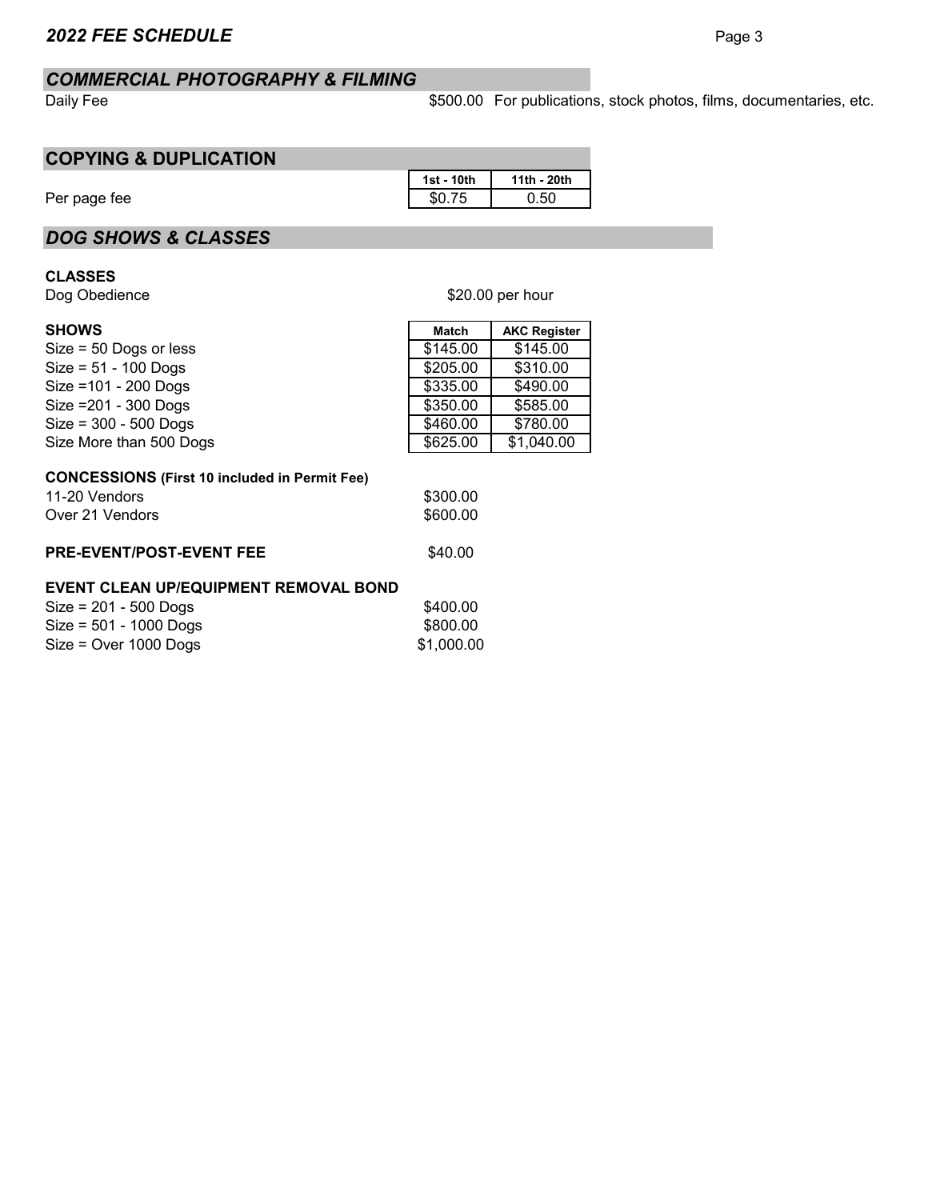## *COMMERCIAL PHOTOGRAPHY & FILMING*

Daily Fee — $500.00 For publications, stock photos, films, documentaries, etc.

## COPYING & DUPLICATION

| | 1st - 10th | 11th - 20th |
|---|---|---|
| Per page fee | $0.75 | 0.50 |

## *DOG SHOWS & CLASSES*

**CLASSES**

Dog Obedience — $20.00 per hour

| **SHOWS** | Match | AKC Register |
|---|---|---|
| Size = 50 Dogs or less | $145.00 | $145.00 |
| Size = 51 - 100 Dogs | $205.00 | $310.00 |
| Size =101 - 200 Dogs | $335.00 | $490.00 |
| Size =201 - 300 Dogs | $350.00 | $585.00 |
| Size = 300 - 500 Dogs | $460.00 | $780.00 |
| Size More than 500 Dogs | $625.00 | $1,040.00 |

**CONCESSIONS (First 10 included in Permit Fee)**

| | |
|---|---|
| 11-20 Vendors | $300.00 |
| Over 21 Vendors | $600.00 |

**PRE-EVENT/POST-EVENT FEE** — $40.00

**EVENT CLEAN UP/EQUIPMENT REMOVAL BOND**

| | |
|---|---|
| Size = 201 - 500 Dogs | $400.00 |
| Size = 501 - 1000 Dogs | $800.00 |
| Size = Over 1000 Dogs | $1,000.00 |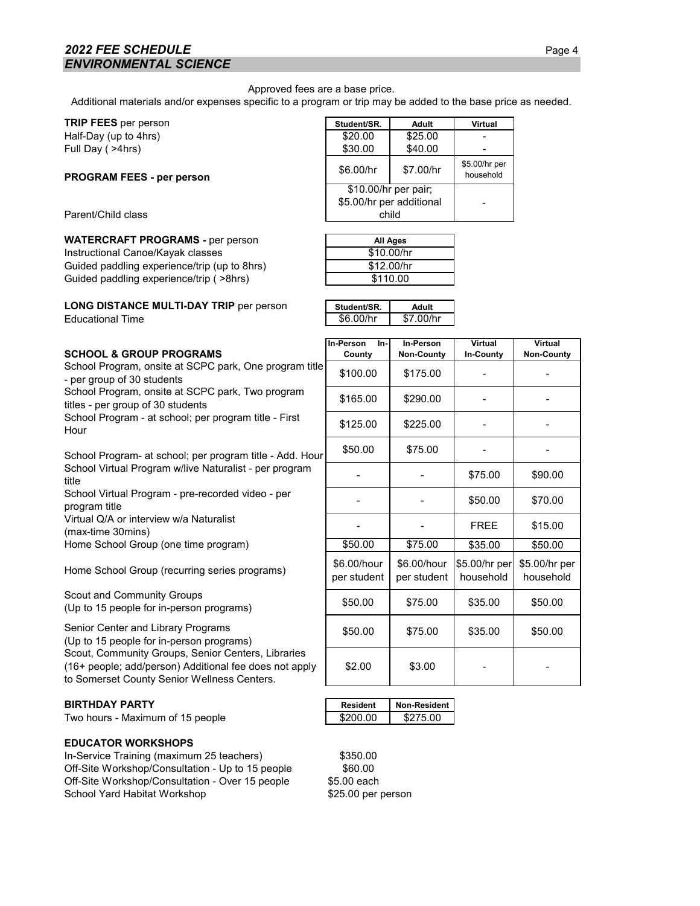## *2022 FEE SCHEDULE*
## *ENVIRONMENTAL SCIENCE*

Approved fees are a base price.
Additional materials and/or expenses specific to a program or trip may be added to the base price as needed.

| | Student/SR. | Adult | Virtual |
|---|---|---|---|
| **TRIP FEES** per person | | | |
| Half-Day (up to 4hrs) | $20.00 | $25.00 | - |
| Full Day ( >4hrs) | $30.00 | $40.00 | - |
| **PROGRAM FEES - per person** | $6.00/hr | $7.00/hr | $5.00/hr per household |
| Parent/Child class | $10.00/hr per pair; $5.00/hr per additional child | | - |

| **WATERCRAFT PROGRAMS -** per person | All Ages |
|---|---|
| Instructional Canoe/Kayak classes | $10.00/hr |
| Guided paddling experience/trip (up to 8hrs) | $12.00/hr |
| Guided paddling experience/trip ( >8hrs) | $110.00 |

| **LONG DISTANCE MULTI-DAY TRIP** per person | Student/SR. | Adult |
|---|---|---|
| Educational Time | $6.00/hr | $7.00/hr |

| **SCHOOL & GROUP PROGRAMS** | In-Person In-County | In-Person Non-County | Virtual In-County | Virtual Non-County |
|---|---|---|---|---|
| School Program, onsite at SCPC park, One program title - per group of 30 students | $100.00 | $175.00 | - | - |
| School Program, onsite at SCPC park, Two program titles - per group of 30 students | $165.00 | $290.00 | - | - |
| School Program - at school; per program title - First Hour | $125.00 | $225.00 | - | - |
| School Program- at school; per program title - Add. Hour | $50.00 | $75.00 | - | - |
| School Virtual Program w/live Naturalist - per program title | - | - | $75.00 | $90.00 |
| School Virtual Program - pre-recorded video - per program title | - | - | $50.00 | $70.00 |
| Virtual Q/A or interview w/a Naturalist (max-time 30mins) | - | - | FREE | $15.00 |
| Home School Group (one time program) | $50.00 | $75.00 | $35.00 | $50.00 |
| Home School Group (recurring series programs) | $6.00/hour per student | $6.00/hour per student | $5.00/hr per household | $5.00/hr per household |
| Scout and Community Groups (Up to 15 people for in-person programs) | $50.00 | $75.00 | $35.00 | $50.00 |
| Senior Center and Library Programs (Up to 15 people for in-person programs) | $50.00 | $75.00 | $35.00 | $50.00 |
| Scout, Community Groups, Senior Centers, Libraries (16+ people; add/person) Additional fee does not apply to Somerset County Senior Wellness Centers. | $2.00 | $3.00 | - | - |

| **BIRTHDAY PARTY** | Resident | Non-Resident |
|---|---|---|
| Two hours - Maximum of 15 people | $200.00 | $275.00 |

**EDUCATOR WORKSHOPS**

| | |
|---|---|
| In-Service Training (maximum 25 teachers) | $350.00 |
| Off-Site Workshop/Consultation - Up to 15 people | $60.00 |
| Off-Site Workshop/Consultation - Over 15 people | $5.00 each |
| School Yard Habitat Workshop | $25.00 per person |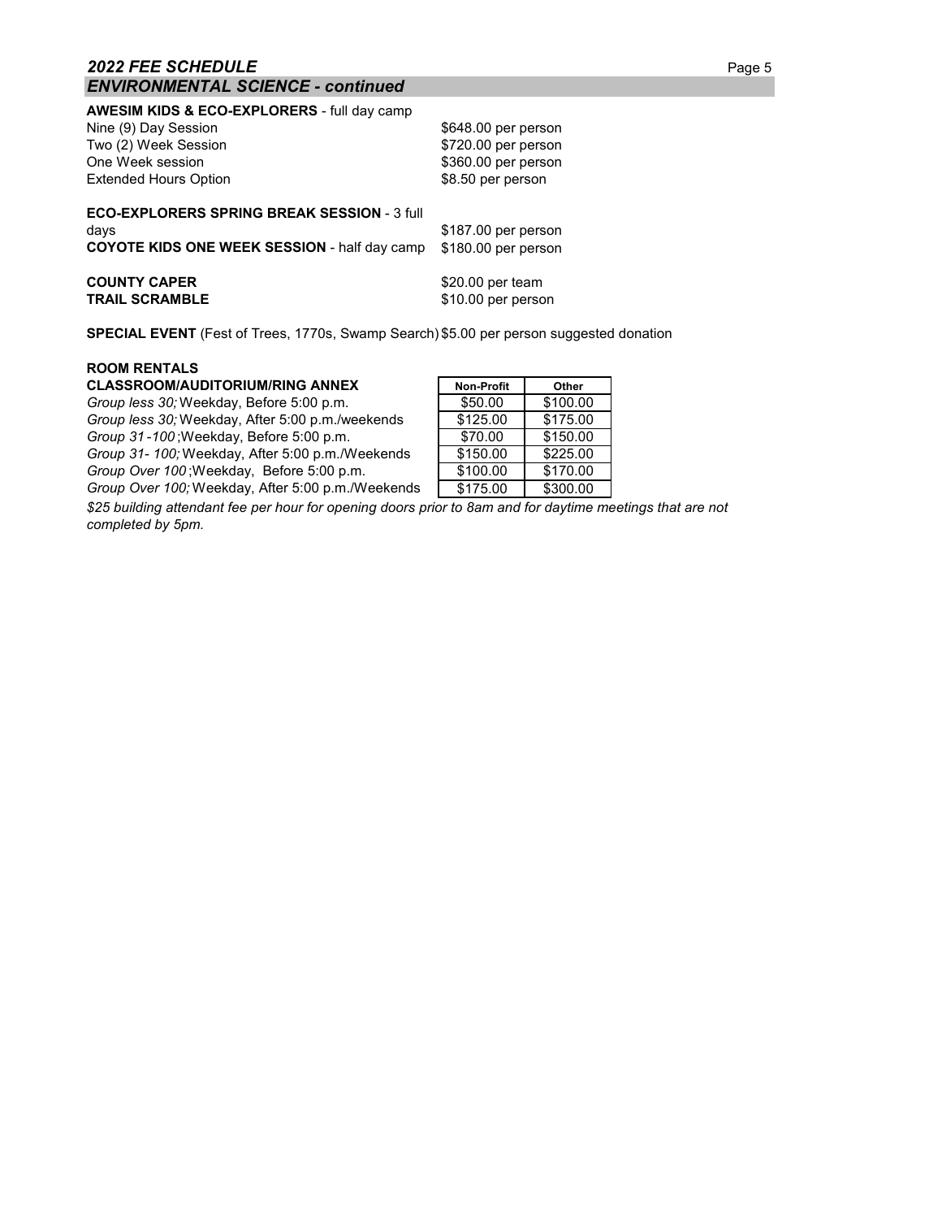## 2022 FEE SCHEDULE

## ENVIRONMENTAL SCIENCE - continued

**AWESIM KIDS & ECO-EXPLORERS** - full day camp

| | |
|---|---|
| Nine (9) Day Session | $648.00 per person |
| Two (2) Week Session | $720.00 per person |
| One Week session | $360.00 per person |
| Extended Hours Option | $8.50 per person |

**ECO-EXPLORERS SPRING BREAK SESSION** - 3 full days — $187.00 per person

**COYOTE KIDS ONE WEEK SESSION** - half day camp — $180.00 per person

**COUNTY CAPER** — $20.00 per team

**TRAIL SCRAMBLE** — $10.00 per person

**SPECIAL EVENT** (Fest of Trees, 1770s, Swamp Search) $5.00 per person suggested donation

**ROOM RENTALS**

| **CLASSROOM/AUDITORIUM/RING ANNEX** | Non-Profit | Other |
|---|---|---|
| *Group less 30;* Weekday, Before 5:00 p.m. | $50.00 | $100.00 |
| *Group less 30;* Weekday, After 5:00 p.m./weekends | $125.00 | $175.00 |
| *Group 31-100* ;Weekday, Before 5:00 p.m. | $70.00 | $150.00 |
| *Group 31- 100;* Weekday, After 5:00 p.m./Weekends | $150.00 | $225.00 |
| *Group Over 100* ;Weekday, Before 5:00 p.m. | $100.00 | $170.00 |
| *Group Over 100;* Weekday, After 5:00 p.m./Weekends | $175.00 | $300.00 |

*$25 building attendant fee per hour for opening doors prior to 8am and for daytime meetings that are not completed by 5pm.*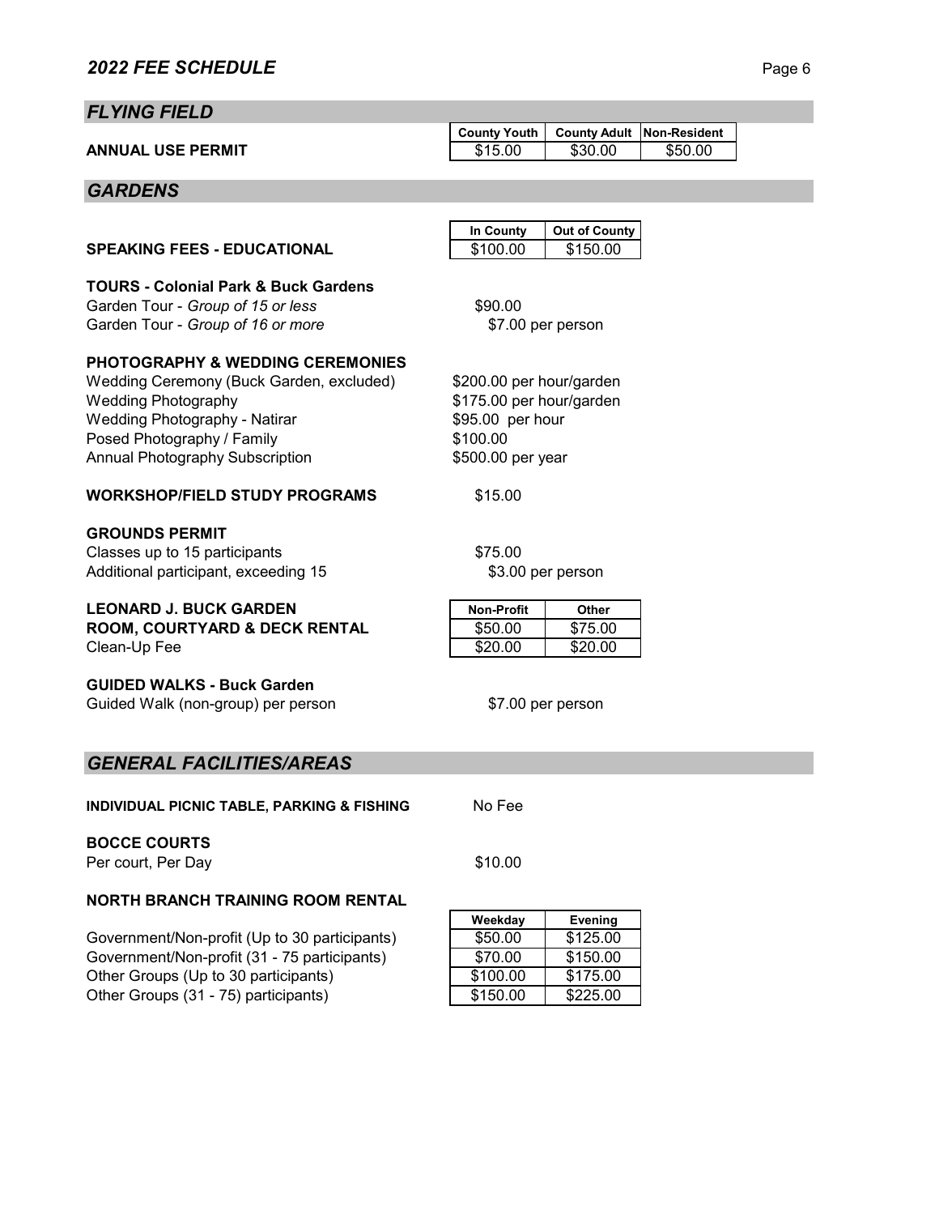## *FLYING FIELD*

| | County Youth | County Adult | Non-Resident |
|---|---|---|---|
| **ANNUAL USE PERMIT** | $15.00 | $30.00 | $50.00 |

## *GARDENS*

| | In County | Out of County |
|---|---|---|
| **SPEAKING FEES - EDUCATIONAL** | $100.00 | $150.00 |

**TOURS - Colonial Park & Buck Gardens**

Garden Tour - *Group of 15 or less* — $90.00

Garden Tour - *Group of 16 or more* — $7.00 per person

**PHOTOGRAPHY & WEDDING CEREMONIES**

Wedding Ceremony (Buck Garden, excluded) — $200.00 per hour/garden

Wedding Photography — $175.00 per hour/garden

Wedding Photography - Natirar — $95.00 per hour

Posed Photography / Family — $100.00

Annual Photography Subscription — $500.00 per year

**WORKSHOP/FIELD STUDY PROGRAMS** — $15.00

**GROUNDS PERMIT**

Classes up to 15 participants — $75.00

Additional participant, exceeding 15 — $3.00 per person

| | Non-Profit | Other |
|---|---|---|
| **LEONARD J. BUCK GARDEN ROOM, COURTYARD & DECK RENTAL** | $50.00 | $75.00 |
| Clean-Up Fee | $20.00 | $20.00 |

**GUIDED WALKS - Buck Garden**

Guided Walk (non-group) per person — $7.00 per person

## *GENERAL FACILITIES/AREAS*

**INDIVIDUAL PICNIC TABLE, PARKING & FISHING** — No Fee

**BOCCE COURTS**

Per court, Per Day — $10.00

**NORTH BRANCH TRAINING ROOM RENTAL**

| | Weekday | Evening |
|---|---|---|
| Government/Non-profit (Up to 30 participants) | $50.00 | $125.00 |
| Government/Non-profit (31 - 75 participants) | $70.00 | $150.00 |
| Other Groups (Up to 30 participants) | $100.00 | $175.00 |
| Other Groups (31 - 75) participants) | $150.00 | $225.00 |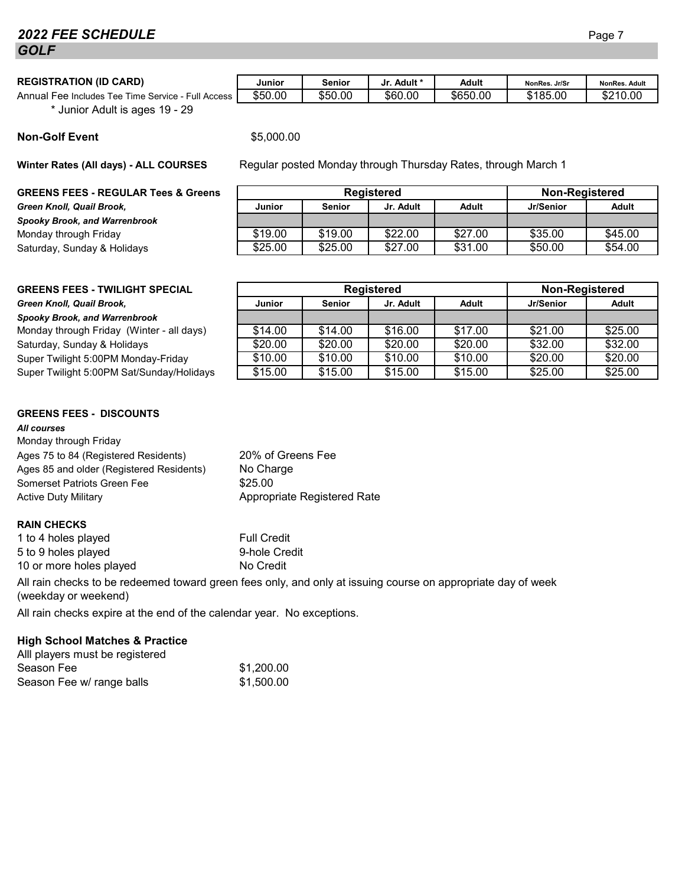# 2022 FEE SCHEDULE

## GOLF

**REGISTRATION (ID CARD)**

| | Junior | Senior | Jr. Adult * | Adult | NonRes. Jr/Sr | NonRes. Adult |
|---|---|---|---|---|---|---|
| Annual Fee Includes Tee Time Service - Full Access | $50.00 | $50.00 | $60.00 | $650.00 | $185.00 | $210.00 |

\* Junior Adult is ages 19 - 29

**Non-Golf Event** $5,000.00

**Winter Rates (All days) - ALL COURSES** Regular posted Monday through Thursday Rates, through March 1

**GREENS FEES - REGULAR Tees & Greens**
***Green Knoll, Quail Brook, Spooky Brook, and Warrenbrook***

| | Registered | | | | Non-Registered | |
|---|---|---|---|---|---|---|
| | Junior | Senior | Jr. Adult | Adult | Jr/Senior | Adult |
| Monday through Friday | $19.00 | $19.00 | $22.00 | $27.00 | $35.00 | $45.00 |
| Saturday, Sunday & Holidays | $25.00 | $25.00 | $27.00 | $31.00 | $50.00 | $54.00 |

**GREENS FEES - TWILIGHT SPECIAL**
***Green Knoll, Quail Brook, Spooky Brook, and Warrenbrook***

| | Registered | | | | Non-Registered | |
|---|---|---|---|---|---|---|
| | Junior | Senior | Jr. Adult | Adult | Jr/Senior | Adult |
| Monday through Friday (Winter - all days) | $14.00 | $14.00 | $16.00 | $17.00 | $21.00 | $25.00 |
| Saturday, Sunday & Holidays | $20.00 | $20.00 | $20.00 | $20.00 | $32.00 | $32.00 |
| Super Twilight 5:00PM Monday-Friday | $10.00 | $10.00 | $10.00 | $10.00 | $20.00 | $20.00 |
| Super Twilight 5:00PM Sat/Sunday/Holidays | $15.00 | $15.00 | $15.00 | $15.00 | $25.00 | $25.00 |

**GREENS FEES - DISCOUNTS**

***All courses***

Monday through Friday

| | |
|---|---|
| Ages 75 to 84 (Registered Residents) | 20% of Greens Fee |
| Ages 85 and older (Registered Residents) | No Charge |
| Somerset Patriots Green Fee | $25.00 |
| Active Duty Military | Appropriate Registered Rate |

**RAIN CHECKS**

| | |
|---|---|
| 1 to 4 holes played | Full Credit |
| 5 to 9 holes played | 9-hole Credit |
| 10 or more holes played | No Credit |

All rain checks to be redeemed toward green fees only, and only at issuing course on appropriate day of week (weekday or weekend)

All rain checks expire at the end of the calendar year. No exceptions.

**High School Matches & Practice**

Alll players must be registered

| | |
|---|---|
| Season Fee | $1,200.00 |
| Season Fee w/ range balls | $1,500.00 |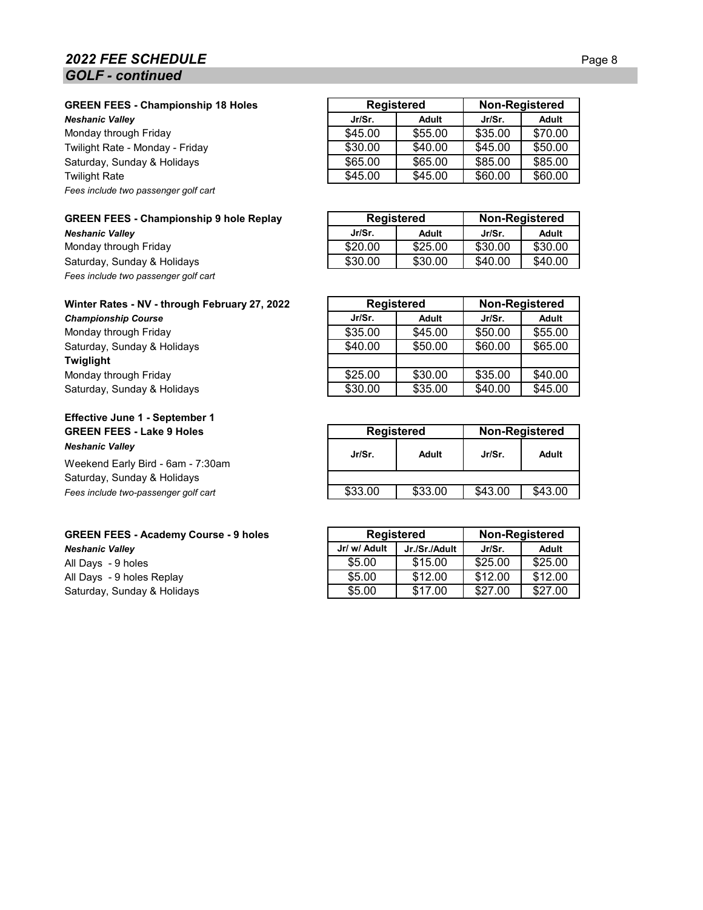## *2022 FEE SCHEDULE*

## *GOLF - continued*

**GREEN FEES - Championship 18 Holes**

| ***Neshanic Valley*** | Registered | | Non-Registered | |
|---|---|---|---|---|
| | **Jr/Sr.** | **Adult** | **Jr/Sr.** | **Adult** |
| Monday through Friday | $45.00 | $55.00 | $35.00 | $70.00 |
| Twilight Rate - Monday - Friday | $30.00 | $40.00 | $45.00 | $50.00 |
| Saturday, Sunday & Holidays | $65.00 | $65.00 | $85.00 | $85.00 |
| Twilight Rate | $45.00 | $45.00 | $60.00 | $60.00 |

*Fees include two passenger golf cart*

**GREEN FEES - Championship 9 hole Replay**

| ***Neshanic Valley*** | Registered | | Non-Registered | |
|---|---|---|---|---|
| | **Jr/Sr.** | **Adult** | **Jr/Sr.** | **Adult** |
| Monday through Friday | $20.00 | $25.00 | $30.00 | $30.00 |
| Saturday, Sunday & Holidays | $30.00 | $30.00 | $40.00 | $40.00 |

*Fees include two passenger golf cart*

**Winter Rates - NV - through February 27, 2022**

| ***Championship Course*** | Registered | | Non-Registered | |
|---|---|---|---|---|
| | **Jr/Sr.** | **Adult** | **Jr/Sr.** | **Adult** |
| Monday through Friday | $35.00 | $45.00 | $50.00 | $55.00 |
| Saturday, Sunday & Holidays | $40.00 | $50.00 | $60.00 | $65.00 |
| **Twiglight** | | | | |
| Monday through Friday | $25.00 | $30.00 | $35.00 | $40.00 |
| Saturday, Sunday & Holidays | $30.00 | $35.00 | $40.00 | $45.00 |

**Effective June 1 - September 1**

**GREEN FEES - Lake 9 Holes**

| ***Neshanic Valley*** | Registered | | Non-Registered | |
|---|---|---|---|---|
| | **Jr/Sr.** | **Adult** | **Jr/Sr.** | **Adult** |
| Weekend Early Bird - 6am - 7:30am | | | | |
| Saturday, Sunday & Holidays | $33.00 | $33.00 | $43.00 | $43.00 |

*Fees include two-passenger golf cart*

**GREEN FEES - Academy Course - 9 holes**

| ***Neshanic Valley*** | Registered | | Non-Registered | |
|---|---|---|---|---|
| | **Jr/ w/ Adult** | **Jr./Sr./Adult** | **Jr/Sr.** | **Adult** |
| All Days - 9 holes | $5.00 | $15.00 | $25.00 | $25.00 |
| All Days - 9 holes Replay | $5.00 | $12.00 | $12.00 | $12.00 |
| Saturday, Sunday & Holidays | $5.00 | $17.00 | $27.00 | $27.00 |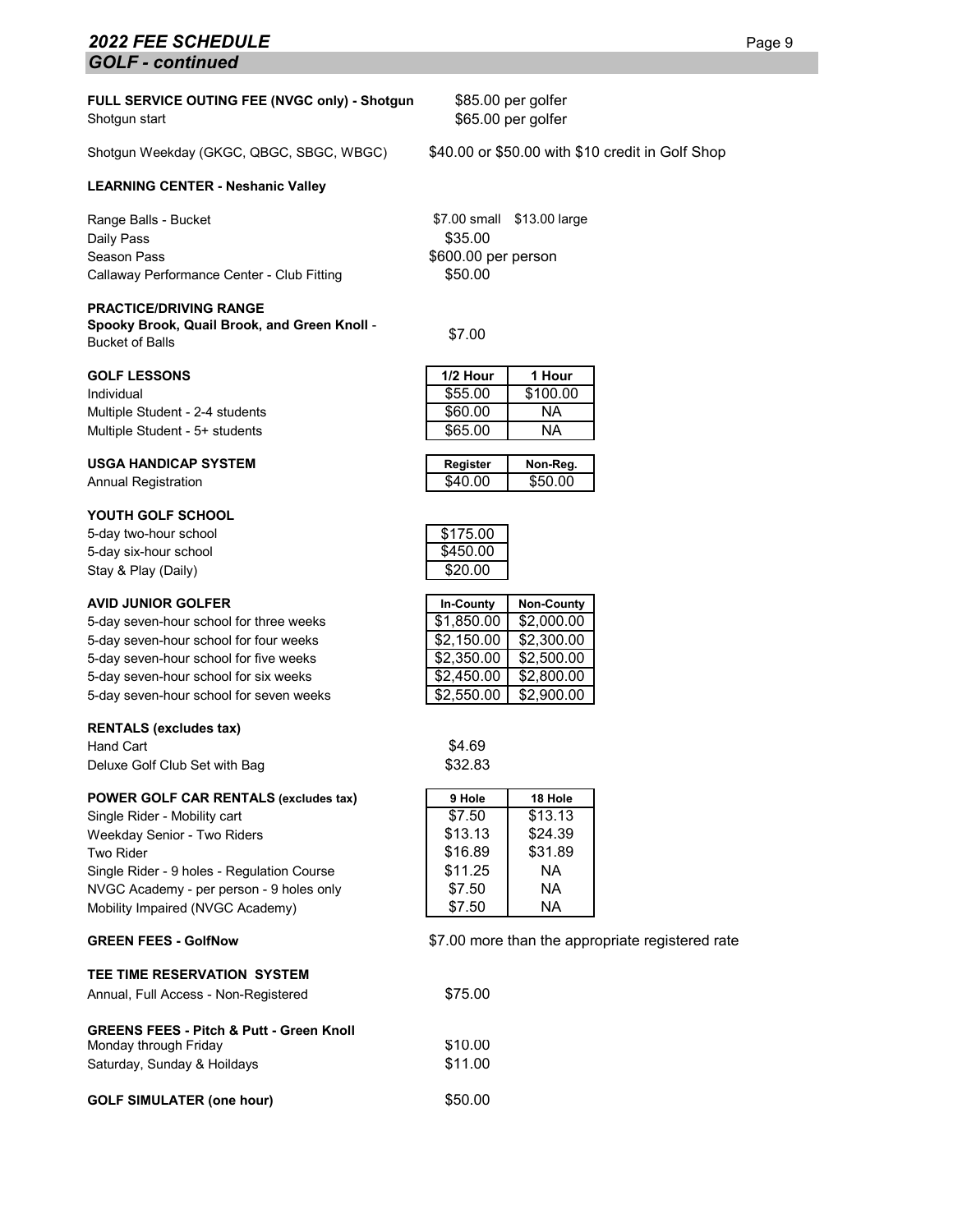## 2022 FEE SCHEDULE

### GOLF - continued

**FULL SERVICE OUTING FEE (NVGC only) - Shotgun** $85.00 per golfer

Shotgun start $65.00 per golfer

Shotgun Weekday (GKGC, QBGC, SBGC, WBGC) $40.00 or $50.00 with $10 credit in Golf Shop

**LEARNING CENTER - Neshanic Valley**

| | |
|---|---|
| Range Balls - Bucket | $7.00 small $13.00 large |
| Daily Pass | $35.00 |
| Season Pass | $600.00 per person |
| Callaway Performance Center - Club Fitting | $50.00 |

**PRACTICE/DRIVING RANGE**

**Spooky Brook, Quail Brook, and Green Knoll** - Bucket of Balls $7.00

| GOLF LESSONS | 1/2 Hour | 1 Hour |
|---|---|---|
| Individual | $55.00 | $100.00 |
| Multiple Student - 2-4 students | $60.00 | NA |
| Multiple Student - 5+ students | $65.00 | NA |

| USGA HANDICAP SYSTEM | Register | Non-Reg. |
|---|---|---|
| Annual Registration | $40.00 | $50.00 |

| YOUTH GOLF SCHOOL | |
|---|---|
| 5-day two-hour school | $175.00 |
| 5-day six-hour school | $450.00 |
| Stay & Play (Daily) | $20.00 |

| AVID JUNIOR GOLFER | In-County | Non-County |
|---|---|---|
| 5-day seven-hour school for three weeks | $1,850.00 | $2,000.00 |
| 5-day seven-hour school for four weeks | $2,150.00 | $2,300.00 |
| 5-day seven-hour school for five weeks | $2,350.00 | $2,500.00 |
| 5-day seven-hour school for six weeks | $2,450.00 | $2,800.00 |
| 5-day seven-hour school for seven weeks | $2,550.00 | $2,900.00 |

| RENTALS (excludes tax) | |
|---|---|
| Hand Cart | $4.69 |
| Deluxe Golf Club Set with Bag | $32.83 |

| POWER GOLF CAR RENTALS (excludes tax) | 9 Hole | 18 Hole |
|---|---|---|
| Single Rider - Mobility cart | $7.50 | $13.13 |
| Weekday Senior - Two Riders | $13.13 | $24.39 |
| Two Rider | $16.89 | $31.89 |
| Single Rider - 9 holes - Regulation Course | $11.25 | NA |
| NVGC Academy - per person - 9 holes only | $7.50 | NA |
| Mobility Impaired (NVGC Academy) | $7.50 | NA |

**GREEN FEES - GolfNow** $7.00 more than the appropriate registered rate

**TEE TIME RESERVATION SYSTEM**

Annual, Full Access - Non-Registered $75.00

**GREENS FEES - Pitch & Putt - Green Knoll**

| | |
|---|---|
| Monday through Friday | $10.00 |
| Saturday, Sunday & Hoildays | $11.00 |

**GOLF SIMULATER (one hour)** $50.00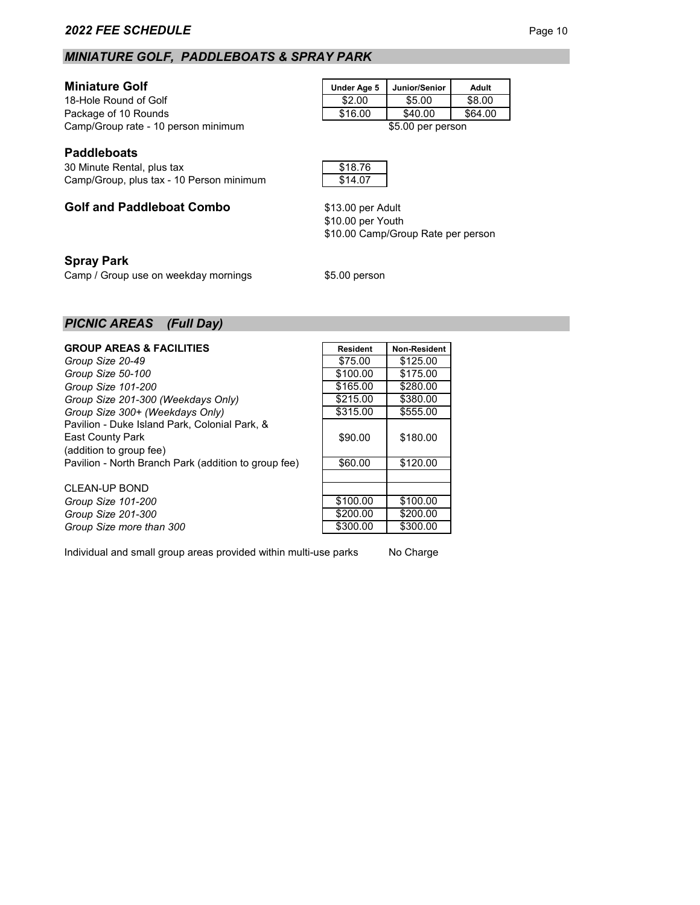## *MINIATURE GOLF, PADDLEBOATS & SPRAY PARK*

### Miniature Golf

| | Under Age 5 | Junior/Senior | Adult |
|---|---|---|---|
| 18-Hole Round of Golf | $2.00 | $5.00 | $8.00 |
| Package of 10 Rounds | $16.00 | $40.00 | $64.00 |
| Camp/Group rate - 10 person minimum | $5.00 per person | | |

### Paddleboats

| | |
|---|---|
| 30 Minute Rental, plus tax | $18.76 |
| Camp/Group, plus tax - 10 Person minimum | $14.07 |

### Golf and Paddleboat Combo

$13.00 per Adult
$10.00 per Youth
$10.00 Camp/Group Rate per person

### Spray Park

Camp / Group use on weekday mornings — $5.00 person

## *PICNIC AREAS (Full Day)*

| GROUP AREAS & FACILITIES | Resident | Non-Resident |
|---|---|---|
| *Group Size 20-49* | $75.00 | $125.00 |
| *Group Size 50-100* | $100.00 | $175.00 |
| *Group Size 101-200* | $165.00 | $280.00 |
| *Group Size 201-300 (Weekdays Only)* | $215.00 | $380.00 |
| *Group Size 300+ (Weekdays Only)* | $315.00 | $555.00 |
| Pavilion - Duke Island Park, Colonial Park, & East County Park (addition to group fee) | $90.00 | $180.00 |
| Pavilion - North Branch Park (addition to group fee) | $60.00 | $120.00 |
| | | |
| CLEAN-UP BOND | | |
| *Group Size 101-200* | $100.00 | $100.00 |
| *Group Size 201-300* | $200.00 | $200.00 |
| *Group Size more than 300* | $300.00 | $300.00 |

Individual and small group areas provided within multi-use parks — No Charge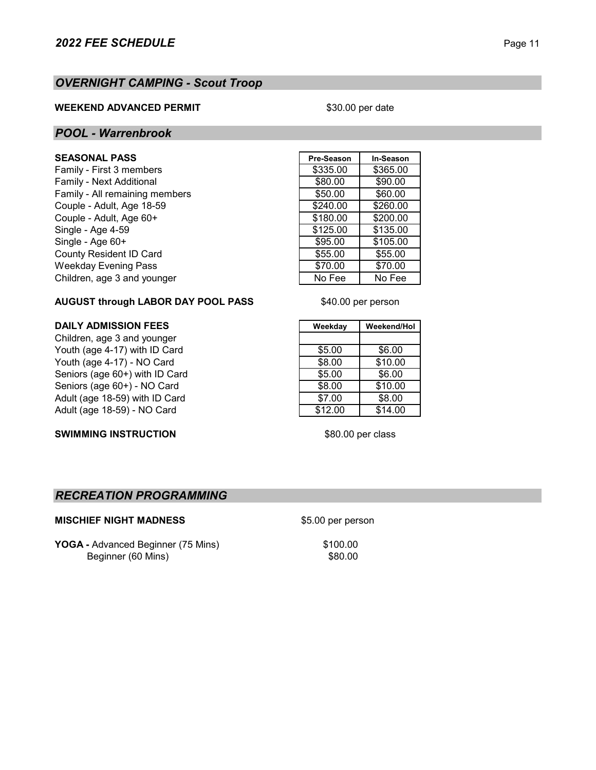## *OVERNIGHT CAMPING - Scout Troop*

**WEEKEND ADVANCED PERMIT** — $30.00 per date

## *POOL - Warrenbrook*

| **SEASONAL PASS** | Pre-Season | In-Season |
|---|---|---|
| Family - First 3 members | $335.00 | $365.00 |
| Family - Next Additional | $80.00 | $90.00 |
| Family - All remaining members | $50.00 | $60.00 |
| Couple - Adult, Age 18-59 | $240.00 | $260.00 |
| Couple - Adult, Age 60+ | $180.00 | $200.00 |
| Single - Age 4-59 | $125.00 | $135.00 |
| Single - Age 60+ | $95.00 | $105.00 |
| County Resident ID Card | $55.00 | $55.00 |
| Weekday Evening Pass | $70.00 | $70.00 |
| Children, age 3 and younger | No Fee | No Fee |

**AUGUST through LABOR DAY POOL PASS** — $40.00 per person

| **DAILY ADMISSION FEES** | Weekday | Weekend/Hol |
|---|---|---|
| Children, age 3 and younger | | |
| Youth (age 4-17) with ID Card | $5.00 | $6.00 |
| Youth (age 4-17) - NO Card | $8.00 | $10.00 |
| Seniors (age 60+) with ID Card | $5.00 | $6.00 |
| Seniors (age 60+) - NO Card | $8.00 | $10.00 |
| Adult (age 18-59) with ID Card | $7.00 | $8.00 |
| Adult (age 18-59) - NO Card | $12.00 | $14.00 |

**SWIMMING INSTRUCTION** — $80.00 per class

## *RECREATION PROGRAMMING*

**MISCHIEF NIGHT MADNESS** — $5.00 per person

**YOGA -** Advanced Beginner (75 Mins) — $100.00
Beginner (60 Mins) — $80.00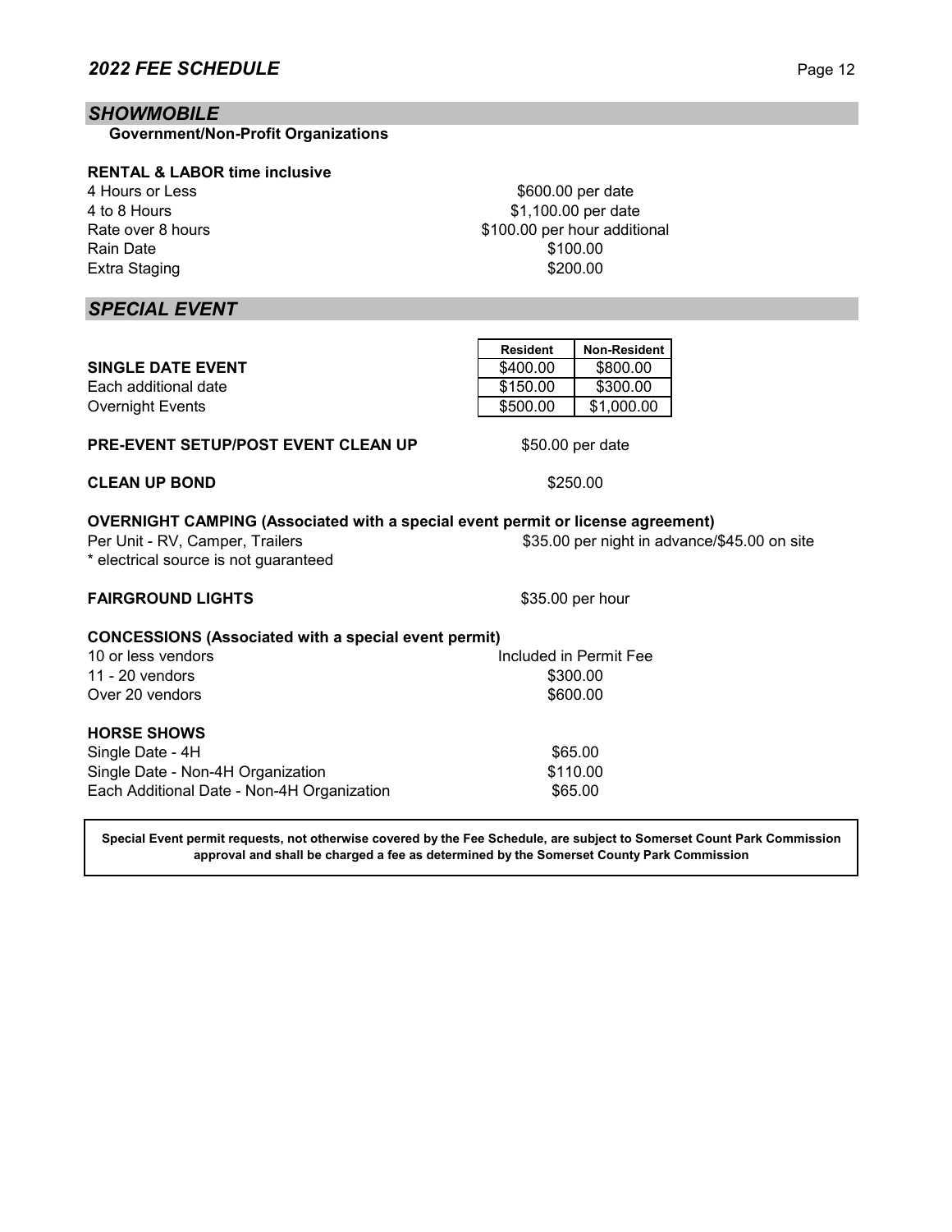## SHOWMOBILE

**Government/Non-Profit Organizations**

**RENTAL & LABOR time inclusive**

| | |
|---|---|
| 4 Hours or Less | $600.00 per date |
| 4 to 8 Hours | $1,100.00 per date |
| Rate over 8 hours | $100.00 per hour additional |
| Rain Date | $100.00 |
| Extra Staging | $200.00 |

## SPECIAL EVENT

| | Resident | Non-Resident |
|---|---|---|
| **SINGLE DATE EVENT** | $400.00 | $800.00 |
| Each additional date | $150.00 | $300.00 |
| Overnight Events | $500.00 | $1,000.00 |

**PRE-EVENT SETUP/POST EVENT CLEAN UP** — $50.00 per date

**CLEAN UP BOND** — $250.00

**OVERNIGHT CAMPING (Associated with a special event permit or license agreement)**

Per Unit - RV, Camper, Trailers — $35.00 per night in advance/$45.00 on site

* electrical source is not guaranteed

**FAIRGROUND LIGHTS** — $35.00 per hour

**CONCESSIONS (Associated with a special event permit)**

| | |
|---|---|
| 10 or less vendors | Included in Permit Fee |
| 11 - 20 vendors | $300.00 |
| Over 20 vendors | $600.00 |

**HORSE SHOWS**

| | |
|---|---|
| Single Date - 4H | $65.00 |
| Single Date - Non-4H Organization | $110.00 |
| Each Additional Date - Non-4H Organization | $65.00 |

**Special Event permit requests, not otherwise covered by the Fee Schedule, are subject to Somerset Count Park Commission approval and shall be charged a fee as determined by the Somerset County Park Commission**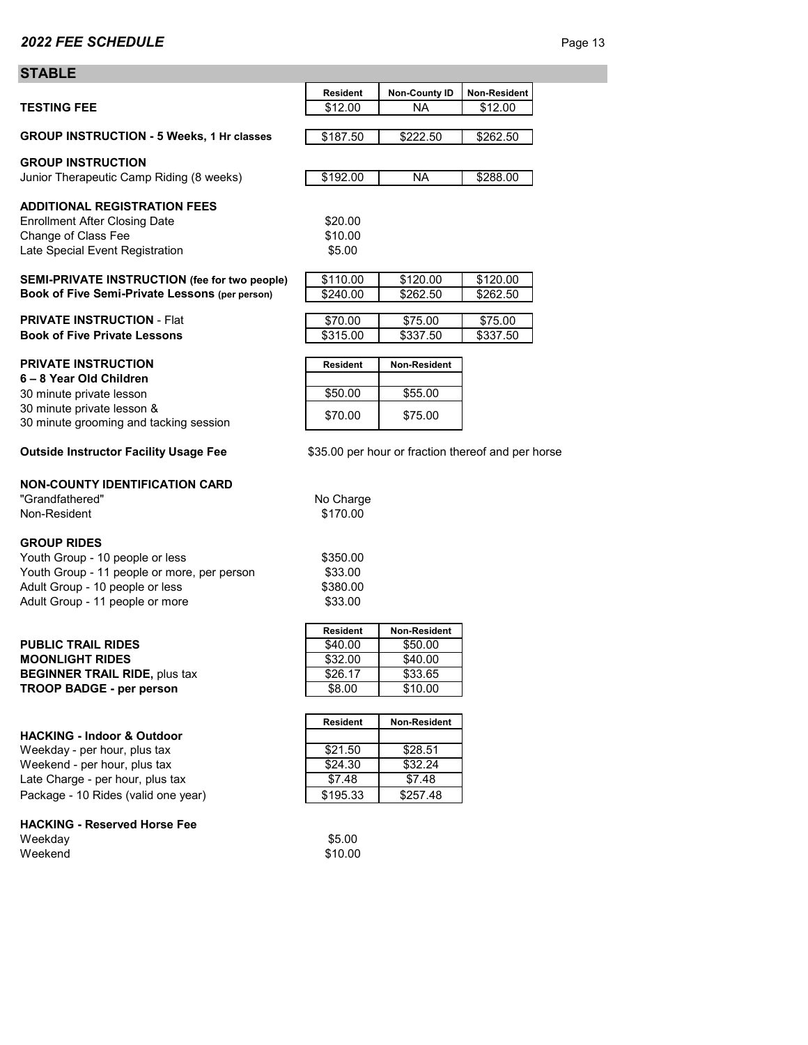## 2022 FEE SCHEDULE

## STABLE

| | Resident | Non-County ID | Non-Resident |
|---|---|---|---|
| **TESTING FEE** | $12.00 | NA | $12.00 |
| **GROUP INSTRUCTION - 5 Weeks, 1 Hr classes** | $187.50 | $222.50 | $262.50 |
| **GROUP INSTRUCTION** | | | |
| Junior Therapeutic Camp Riding (8 weeks) | $192.00 | NA | $288.00 |

**ADDITIONAL REGISTRATION FEES**

| | |
|---|---|
| Enrollment After Closing Date | $20.00 |
| Change of Class Fee | $10.00 |
| Late Special Event Registration | $5.00 |

| | Resident | Non-County ID | Non-Resident |
|---|---|---|---|
| **SEMI-PRIVATE INSTRUCTION (fee for two people)** | $110.00 | $120.00 | $120.00 |
| **Book of Five Semi-Private Lessons (per person)** | $240.00 | $262.50 | $262.50 |
| **PRIVATE INSTRUCTION** - Flat | $70.00 | $75.00 | $75.00 |
| **Book of Five Private Lessons** | $315.00 | $337.50 | $337.50 |

| **PRIVATE INSTRUCTION** | Resident | Non-Resident |
|---|---|---|
| **6 – 8 Year Old Children** | | |
| 30 minute private lesson | $50.00 | $55.00 |
| 30 minute private lesson & 30 minute grooming and tacking session | $70.00 | $75.00 |

**Outside Instructor Facility Usage Fee** — $35.00 per hour or fraction thereof and per horse

**NON-COUNTY IDENTIFICATION CARD**

| | |
|---|---|
| "Grandfathered" | No Charge |
| Non-Resident | $170.00 |

**GROUP RIDES**

| | |
|---|---|
| Youth Group - 10 people or less | $350.00 |
| Youth Group - 11 people or more, per person | $33.00 |
| Adult Group - 10 people or less | $380.00 |
| Adult Group - 11 people or more | $33.00 |

| | Resident | Non-Resident |
|---|---|---|
| **PUBLIC TRAIL RIDES** | $40.00 | $50.00 |
| **MOONLIGHT RIDES** | $32.00 | $40.00 |
| **BEGINNER TRAIL RIDE,** plus tax | $26.17 | $33.65 |
| **TROOP BADGE - per person** | $8.00 | $10.00 |

| | Resident | Non-Resident |
|---|---|---|
| **HACKING - Indoor & Outdoor** | | |
| Weekday - per hour, plus tax | $21.50 | $28.51 |
| Weekend - per hour, plus tax | $24.30 | $32.24 |
| Late Charge - per hour, plus tax | $7.48 | $7.48 |
| Package - 10 Rides (valid one year) | $195.33 | $257.48 |

**HACKING - Reserved Horse Fee**

| | |
|---|---|
| Weekday | $5.00 |
| Weekend | $10.00 |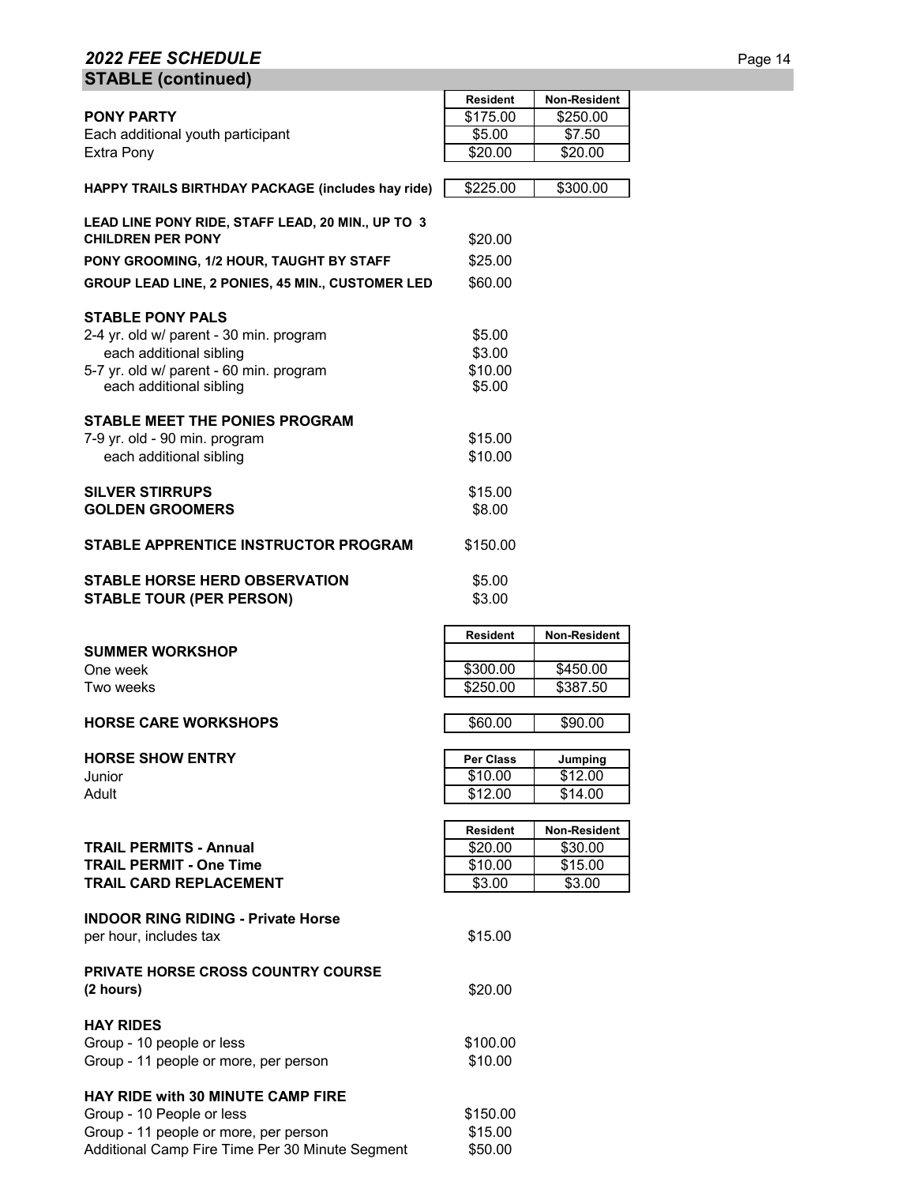## 2022 FEE SCHEDULE

### STABLE (continued)

| | Resident | Non-Resident |
|---|---|---|
| **PONY PARTY** | $175.00 | $250.00 |
| Each additional youth participant | $5.00 | $7.50 |
| Extra Pony | $20.00 | $20.00 |
| **HAPPY TRAILS BIRTHDAY PACKAGE (includes hay ride)** | $225.00 | $300.00 |

| | |
|---|---|
| **LEAD LINE PONY RIDE, STAFF LEAD, 20 MIN., UP TO 3 CHILDREN PER PONY** | $20.00 |
| **PONY GROOMING, 1/2 HOUR, TAUGHT BY STAFF** | $25.00 |
| **GROUP LEAD LINE, 2 PONIES, 45 MIN., CUSTOMER LED** | $60.00 |
| **STABLE PONY PALS** | |
| 2-4 yr. old w/ parent - 30 min. program | $5.00 |
| each additional sibling | $3.00 |
| 5-7 yr. old w/ parent - 60 min. program | $10.00 |
| each additional sibling | $5.00 |
| **STABLE MEET THE PONIES PROGRAM** | |
| 7-9 yr. old - 90 min. program | $15.00 |
| each additional sibling | $10.00 |
| **SILVER STIRRUPS** | $15.00 |
| **GOLDEN GROOMERS** | $8.00 |
| **STABLE APPRENTICE INSTRUCTOR PROGRAM** | $150.00 |
| **STABLE HORSE HERD OBSERVATION** | $5.00 |
| **STABLE TOUR (PER PERSON)** | $3.00 |

| | Resident | Non-Resident |
|---|---|---|
| **SUMMER WORKSHOP** | | |
| One week | $300.00 | $450.00 |
| Two weeks | $250.00 | $387.50 |
| **HORSE CARE WORKSHOPS** | $60.00 | $90.00 |

| **HORSE SHOW ENTRY** | Per Class | Jumping |
|---|---|---|
| Junior | $10.00 | $12.00 |
| Adult | $12.00 | $14.00 |

| | Resident | Non-Resident |
|---|---|---|
| **TRAIL PERMITS - Annual** | $20.00 | $30.00 |
| **TRAIL PERMIT - One Time** | $10.00 | $15.00 |
| **TRAIL CARD REPLACEMENT** | $3.00 | $3.00 |

| | |
|---|---|
| **INDOOR RING RIDING - Private Horse** | |
| per hour, includes tax | $15.00 |
| **PRIVATE HORSE CROSS COUNTRY COURSE (2 hours)** | $20.00 |
| **HAY RIDES** | |
| Group - 10 people or less | $100.00 |
| Group - 11 people or more, per person | $10.00 |
| **HAY RIDE with 30 MINUTE CAMP FIRE** | |
| Group - 10 People or less | $150.00 |
| Group - 11 people or more, per person | $15.00 |
| Additional Camp Fire Time Per 30 Minute Segment | $50.00 |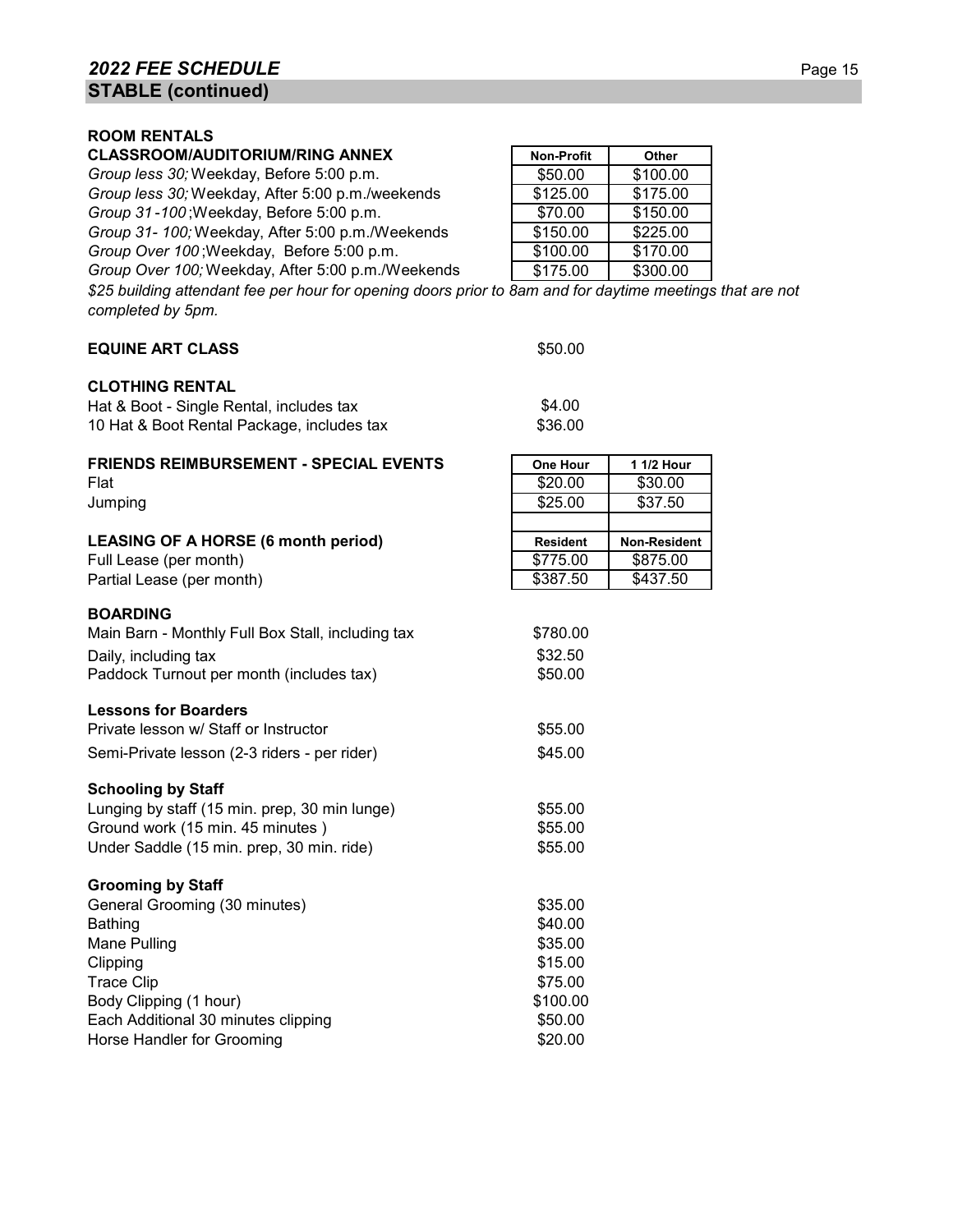## 2022 FEE SCHEDULE

## STABLE (continued)

### ROOM RENTALS

| CLASSROOM/AUDITORIUM/RING ANNEX | Non-Profit | Other |
|---|---|---|
| *Group less 30;* Weekday, Before 5:00 p.m. | $50.00 | $100.00 |
| *Group less 30;* Weekday, After 5:00 p.m./weekends | $125.00 | $175.00 |
| *Group 31-100* ;Weekday, Before 5:00 p.m. | $70.00 | $150.00 |
| *Group 31- 100;* Weekday, After 5:00 p.m./Weekends | $150.00 | $225.00 |
| *Group Over 100* ;Weekday, Before 5:00 p.m. | $100.00 | $170.00 |
| *Group Over 100;* Weekday, After 5:00 p.m./Weekends | $175.00 | $300.00 |

*$25 building attendant fee per hour for opening doors prior to 8am and for daytime meetings that are not completed by 5pm.*

**EQUINE ART CLASS** $50.00

**CLOTHING RENTAL**

| | |
|---|---|
| Hat & Boot - Single Rental, includes tax | $4.00 |
| 10 Hat & Boot Rental Package, includes tax | $36.00 |

| FRIENDS REIMBURSEMENT - SPECIAL EVENTS | One Hour | 1 1/2 Hour |
|---|---|---|
| Flat | $20.00 | $30.00 |
| Jumping | $25.00 | $37.50 |

| LEASING OF A HORSE (6 month period) | Resident | Non-Resident |
|---|---|---|
| Full Lease (per month) | $775.00 | $875.00 |
| Partial Lease (per month) | $387.50 | $437.50 |

**BOARDING**

| | |
|---|---|
| Main Barn - Monthly Full Box Stall, including tax | $780.00 |
| Daily, including tax | $32.50 |
| Paddock Turnout per month (includes tax) | $50.00 |

**Lessons for Boarders**

| | |
|---|---|
| Private lesson w/ Staff or Instructor | $55.00 |
| Semi-Private lesson (2-3 riders - per rider) | $45.00 |

**Schooling by Staff**

| | |
|---|---|
| Lunging by staff (15 min. prep, 30 min lunge) | $55.00 |
| Ground work (15 min. 45 minutes ) | $55.00 |
| Under Saddle (15 min. prep, 30 min. ride) | $55.00 |

**Grooming by Staff**

| | |
|---|---|
| General Grooming (30 minutes) | $35.00 |
| Bathing | $40.00 |
| Mane Pulling | $35.00 |
| Clipping | $15.00 |
| Trace Clip | $75.00 |
| Body Clipping (1 hour) | $100.00 |
| Each Additional 30 minutes clipping | $50.00 |
| Horse Handler for Grooming | $20.00 |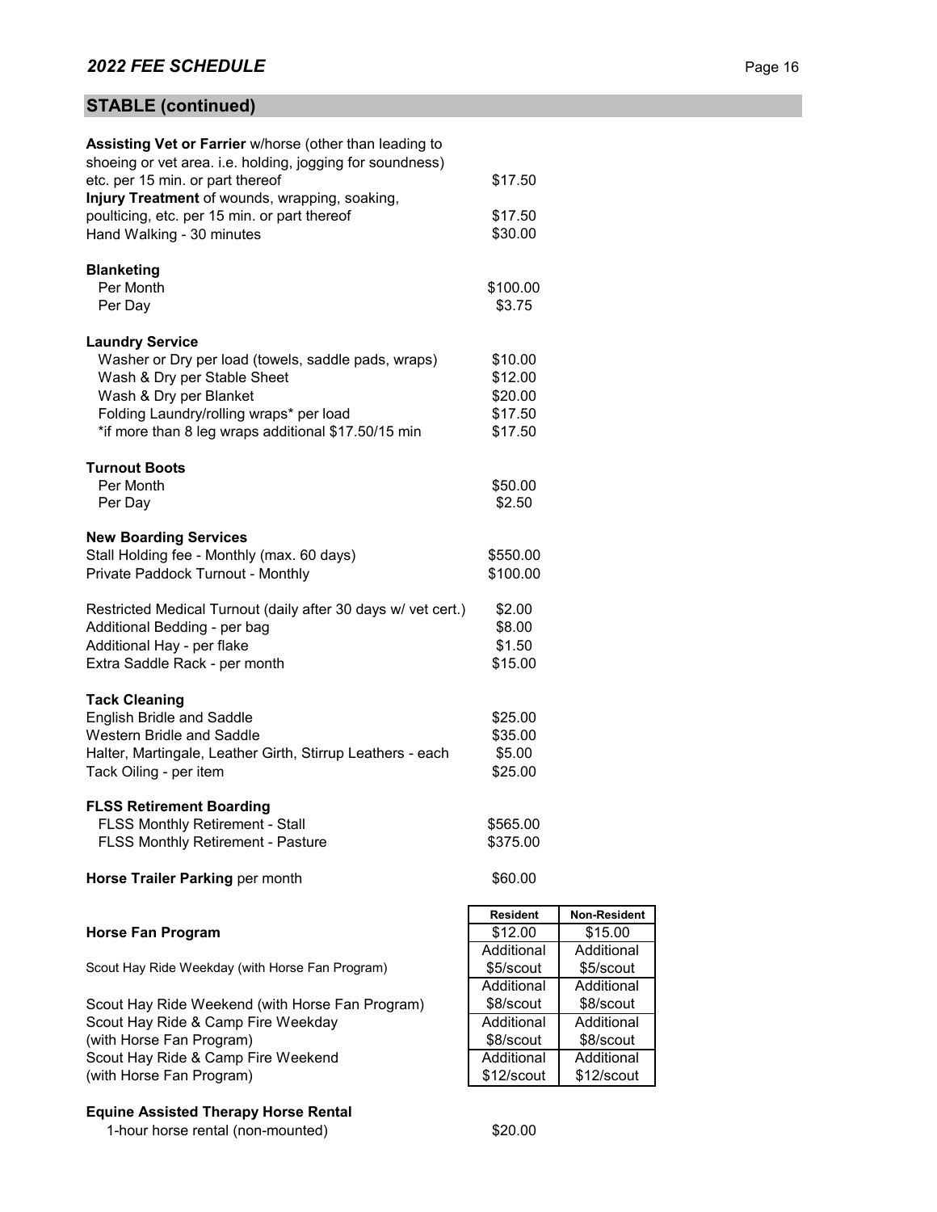## STABLE (continued)

| | |
|---|---|
| **Assisting Vet or Farrier** w/horse (other than leading to shoeing or vet area. i.e. holding, jogging for soundness) etc. per 15 min. or part thereof | $17.50 |
| **Injury Treatment** of wounds, wrapping, soaking, poulticing, etc. per 15 min. or part thereof | $17.50 |
| Hand Walking - 30 minutes | $30.00 |

**Blanketing**

| | |
|---|---|
| Per Month | $100.00 |
| Per Day | $3.75 |

**Laundry Service**

| | |
|---|---|
| Washer or Dry per load (towels, saddle pads, wraps) | $10.00 |
| Wash & Dry per Stable Sheet | $12.00 |
| Wash & Dry per Blanket | $20.00 |
| Folding Laundry/rolling wraps* per load | $17.50 |
| *if more than 8 leg wraps additional $17.50/15 min | $17.50 |

**Turnout Boots**

| | |
|---|---|
| Per Month | $50.00 |
| Per Day | $2.50 |

**New Boarding Services**

| | |
|---|---|
| Stall Holding fee - Monthly (max. 60 days) | $550.00 |
| Private Paddock Turnout - Monthly | $100.00 |
| Restricted Medical Turnout (daily after 30 days w/ vet cert.) | $2.00 |
| Additional Bedding - per bag | $8.00 |
| Additional Hay - per flake | $1.50 |
| Extra Saddle Rack - per month | $15.00 |

**Tack Cleaning**

| | |
|---|---|
| English Bridle and Saddle | $25.00 |
| Western Bridle and Saddle | $35.00 |
| Halter, Martingale, Leather Girth, Stirrup Leathers - each | $5.00 |
| Tack Oiling - per item | $25.00 |

**FLSS Retirement Boarding**

| | |
|---|---|
| FLSS Monthly Retirement - Stall | $565.00 |
| FLSS Monthly Retirement - Pasture | $375.00 |

| | |
|---|---|
| **Horse Trailer Parking** per month | $60.00 |

| | Resident | Non-Resident |
|---|---|---|
| **Horse Fan Program** | $12.00 | $15.00 |
| Scout Hay Ride Weekday (with Horse Fan Program) | Additional $5/scout | Additional $5/scout |
| Scout Hay Ride Weekend (with Horse Fan Program) | Additional $8/scout | Additional $8/scout |
| Scout Hay Ride & Camp Fire Weekday (with Horse Fan Program) | Additional $8/scout | Additional $8/scout |
| Scout Hay Ride & Camp Fire Weekend (with Horse Fan Program) | Additional $12/scout | Additional $12/scout |

**Equine Assisted Therapy Horse Rental**

| | |
|---|---|
| 1-hour horse rental (non-mounted) | $20.00 |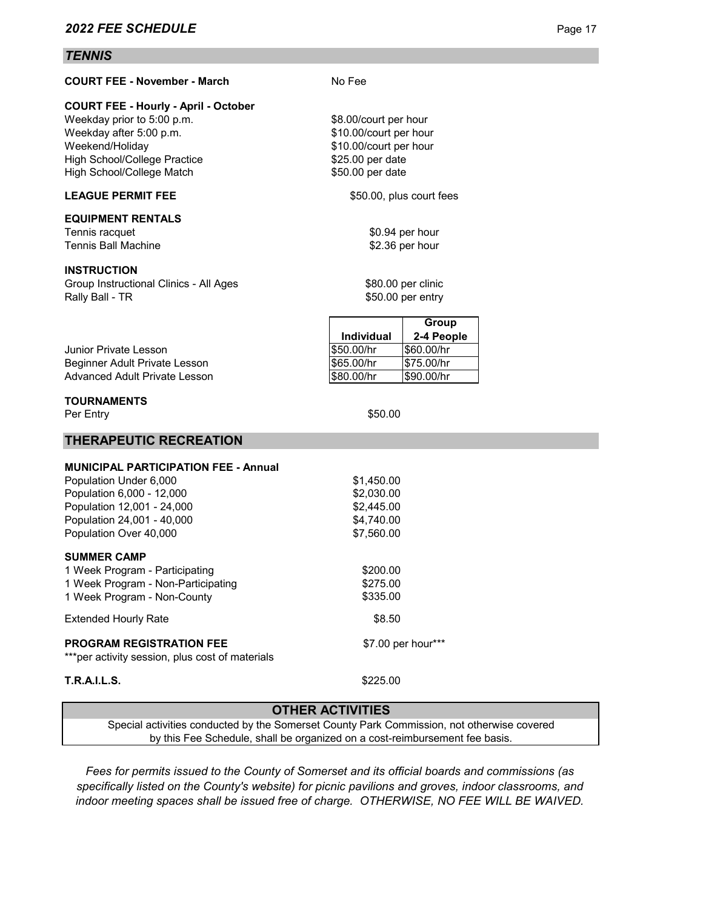## TENNIS

**COURT FEE - November - March** No Fee

**COURT FEE - Hourly - April - October**

| | |
|---|---|
| Weekday prior to 5:00 p.m. | $8.00/court per hour |
| Weekday after 5:00 p.m. | $10.00/court per hour |
| Weekend/Holiday | $10.00/court per hour |
| High School/College Practice | $25.00 per date |
| High School/College Match | $50.00 per date |

**LEAGUE PERMIT FEE** $50.00, plus court fees

**EQUIPMENT RENTALS**

| | |
|---|---|
| Tennis racquet | $0.94 per hour |
| Tennis Ball Machine | $2.36 per hour |

**INSTRUCTION**

| | |
|---|---|
| Group Instructional Clinics - All Ages | $80.00 per clinic |
| Rally Ball - TR | $50.00 per entry |

| | Individual | Group 2-4 People |
|---|---|---|
| Junior Private Lesson | $50.00/hr | $60.00/hr |
| Beginner Adult Private Lesson | $65.00/hr | $75.00/hr |
| Advanced Adult Private Lesson | $80.00/hr | $90.00/hr |

**TOURNAMENTS**

Per Entry $50.00

## THERAPEUTIC RECREATION

**MUNICIPAL PARTICIPATION FEE - Annual**

| | |
|---|---|
| Population Under 6,000 | $1,450.00 |
| Population 6,000 - 12,000 | $2,030.00 |
| Population 12,001 - 24,000 | $2,445.00 |
| Population 24,001 - 40,000 | $4,740.00 |
| Population Over 40,000 | $7,560.00 |

**SUMMER CAMP**

| | |
|---|---|
| 1 Week Program - Participating | $200.00 |
| 1 Week Program - Non-Participating | $275.00 |
| 1 Week Program - Non-County | $335.00 |
| Extended Hourly Rate | $8.50 |

**PROGRAM REGISTRATION FEE** $7.00 per hour***

***per activity session, plus cost of materials

**T.R.A.I.L.S.** $225.00

## OTHER ACTIVITIES

Special activities conducted by the Somerset County Park Commission, not otherwise covered by this Fee Schedule, shall be organized on a cost-reimbursement fee basis.

*Fees for permits issued to the County of Somerset and its official boards and commissions (as specifically listed on the County's website) for picnic pavilions and groves, indoor classrooms, and indoor meeting spaces shall be issued free of charge. OTHERWISE, NO FEE WILL BE WAIVED.*